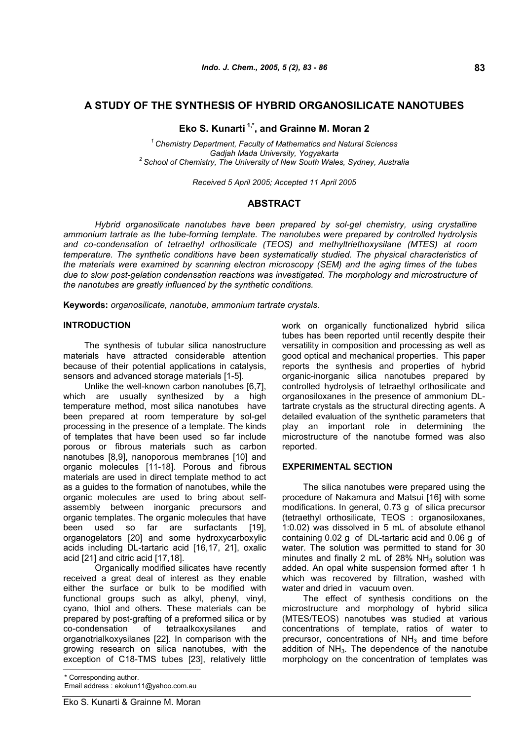# A STUDY OF THE SYNTHESIS OF HYBRID ORGANOSILICATE NANOTUBES

**Eko S. Kunarti [1,*], and Grainne M. Moran 2**

[1] *Chemistry Department, Faculty of Mathematics and Natural Sciences Gadjah Mada University, Yogyakarta*
[2] *School of Chemistry, The University of New South Wales, Sydney, Australia*

*Received 5 April 2005; Accepted 11 April 2005*

## ABSTRACT

*Hybrid organosilicate nanotubes have been prepared by sol-gel chemistry, using crystalline ammonium tartrate as the tube-forming template. The nanotubes were prepared by controlled hydrolysis and co-condensation of tetraethyl orthosilicate (TEOS) and methyltriethoxysilane (MTES) at room temperature. The synthetic conditions have been systematically studied. The physical characteristics of the materials were examined by scanning electron microscopy (SEM) and the aging times of the tubes due to slow post-gelation condensation reactions was investigated. The morphology and microstructure of the nanotubes are greatly influenced by the synthetic conditions.*

**Keywords:** *organosilicate, nanotube, ammonium tartrate crystals.*

## INTRODUCTION

The synthesis of tubular silica nanostructure materials have attracted considerable attention because of their potential applications in catalysis, sensors and advanced storage materials [1-5].

Unlike the well-known carbon nanotubes [6,7], which are usually synthesized by a high temperature method, most silica nanotubes have been prepared at room temperature by sol-gel processing in the presence of a template. The kinds of templates that have been used so far include porous or fibrous materials such as carbon nanotubes [8,9], nanoporous membranes [10] and organic molecules [11-18]. Porous and fibrous materials are used in direct template method to act as a guides to the formation of nanotubes, while the organic molecules are used to bring about self-assembly between inorganic precursors and organic templates. The organic molecules that have been used so far are surfactants [19], organogelators [20] and some hydroxycarboxylic acids including DL-tartaric acid [16,17, 21], oxalic acid [21] and citric acid [17,18].

Organically modified silicates have recently received a great deal of interest as they enable either the surface or bulk to be modified with functional groups such as alkyl, phenyl, vinyl, cyano, thiol and others. These materials can be prepared by post-grafting of a preformed silica or by co-condensation of tetraalkoxysilanes and organotrialkoxysilanes [22]. In comparison with the growing research on silica nanotubes, with the exception of C18-TMS tubes [23], relatively little work on organically functionalized hybrid silica tubes has been reported until recently despite their versatility in composition and processing as well as good optical and mechanical properties. This paper reports the synthesis and properties of hybrid organic-inorganic silica nanotubes prepared by controlled hydrolysis of tetraethyl orthosilicate and organosiloxanes in the presence of ammonium DL-tartrate crystals as the structural directing agents. A detailed evaluation of the synthetic parameters that play an important role in determining the microstructure of the nanotube formed was also reported.

## EXPERIMENTAL SECTION

The silica nanotubes were prepared using the procedure of Nakamura and Matsui [16] with some modifications. In general, 0.73 g of silica precursor (tetraethyl orthosilicate, TEOS : organosiloxanes, 1:0.02) was dissolved in 5 mL of absolute ethanol containing 0.02 g of DL-tartaric acid and 0.06 g of water. The solution was permitted to stand for 30 minutes and finally 2 mL of 28% $NH_3$ solution was added. An opal white suspension formed after 1 h which was recovered by filtration, washed with water and dried in vacuum oven.

The effect of synthesis conditions on the microstructure and morphology of hybrid silica (MTES/TEOS) nanotubes was studied at various concentrations of template, ratios of water to precursor, concentrations of $NH_3$ and time before addition of $NH_3$. The dependence of the nanotube morphology on the concentration of templates was

\* Corresponding author.
Email address : ekokun11@yahoo.com.au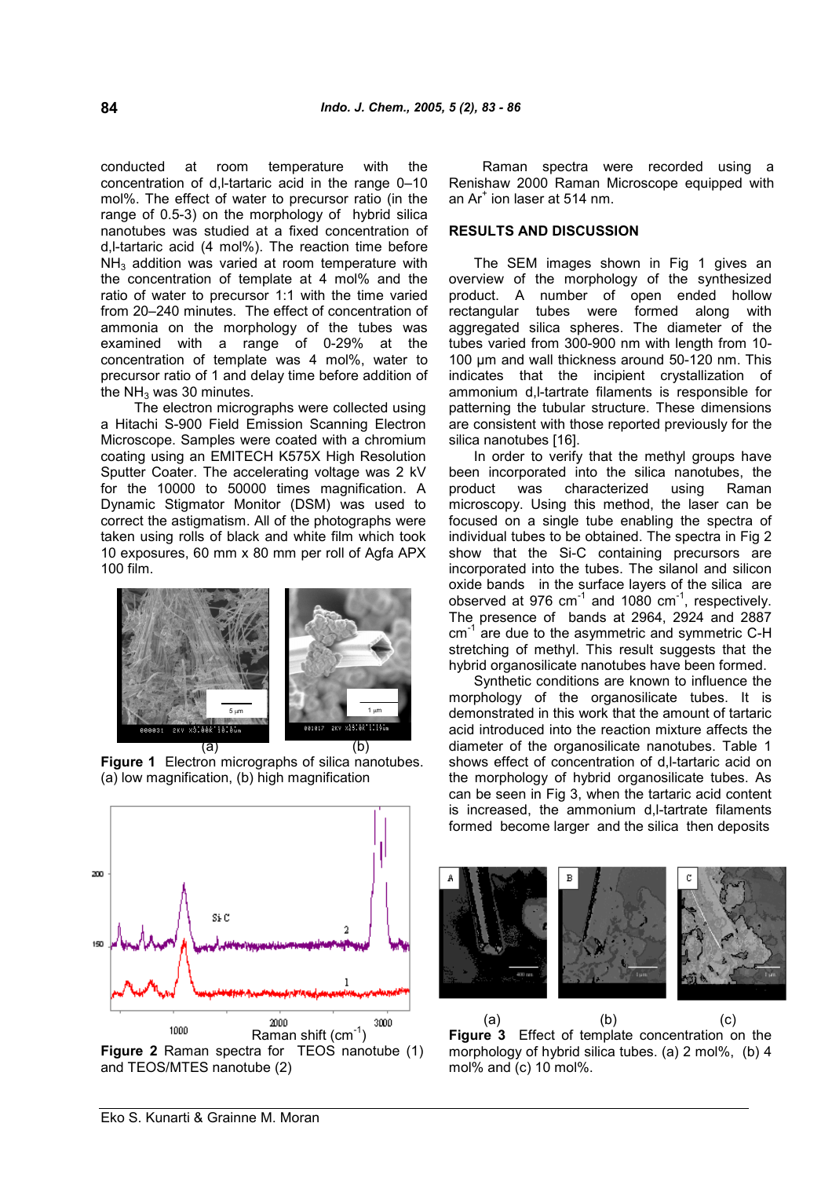conducted at room temperature with the concentration of d,l-tartaric acid in the range 0–10 mol%. The effect of water to precursor ratio (in the range of 0.5-3) on the morphology of hybrid silica nanotubes was studied at a fixed concentration of d,l-tartaric acid (4 mol%). The reaction time before $NH_3$ addition was varied at room temperature with the concentration of template at 4 mol% and the ratio of water to precursor 1:1 with the time varied from 20–240 minutes. The effect of concentration of ammonia on the morphology of the tubes was examined with a range of 0-29% at the concentration of template was 4 mol%, water to precursor ratio of 1 and delay time before addition of the $NH_3$ was 30 minutes.

The electron micrographs were collected using a Hitachi S-900 Field Emission Scanning Electron Microscope. Samples were coated with a chromium coating using an EMITECH K575X High Resolution Sputter Coater. The accelerating voltage was 2 kV for the 10000 to 50000 times magnification. A Dynamic Stigmator Monitor (DSM) was used to correct the astigmatism. All of the photographs were taken using rolls of black and white film which took 10 exposures, 60 mm x 80 mm per roll of Agfa APX 100 film.

(a) (b)

**Figure 1** Electron micrographs of silica nanotubes. (a) low magnification, (b) high magnification

**Figure 2** Raman spectra for TEOS nanotube (1) and TEOS/MTES nanotube (2)

Raman spectra were recorded using a Renishaw 2000 Raman Microscope equipped with an $Ar^+$ ion laser at 514 nm.

## RESULTS AND DISCUSSION

The SEM images shown in Fig 1 gives an overview of the morphology of the synthesized product. A number of open ended hollow rectangular tubes were formed along with aggregated silica spheres. The diameter of the tubes varied from 300-900 nm with length from 10-100 μm and wall thickness around 50-120 nm. This indicates that the incipient crystallization of ammonium d,l-tartrate filaments is responsible for patterning the tubular structure. These dimensions are consistent with those reported previously for the silica nanotubes [16].

In order to verify that the methyl groups have been incorporated into the silica nanotubes, the product was characterized using Raman microscopy. Using this method, the laser can be focused on a single tube enabling the spectra of individual tubes to be obtained. The spectra in Fig 2 show that the Si-C containing precursors are incorporated into the tubes. The silanol and silicon oxide bands in the surface layers of the silica are observed at 976 $cm^{-1}$ and 1080 $cm^{-1}$, respectively. The presence of bands at 2964, 2924 and 2887 $cm^{-1}$ are due to the asymmetric and symmetric C-H stretching of methyl. This result suggests that the hybrid organosilicate nanotubes have been formed.

Synthetic conditions are known to influence the morphology of the organosilicate tubes. It is demonstrated in this work that the amount of tartaric acid introduced into the reaction mixture affects the diameter of the organosilicate nanotubes. Table 1 shows effect of concentration of d,l-tartaric acid on the morphology of hybrid organosilicate tubes. As can be seen in Fig 3, when the tartaric acid content is increased, the ammonium d,l-tartrate filaments formed become larger and the silica then deposits

(a) (b) (c)

**Figure 3** Effect of template concentration on the morphology of hybrid silica tubes. (a) 2 mol%, (b) 4 mol% and (c) 10 mol%.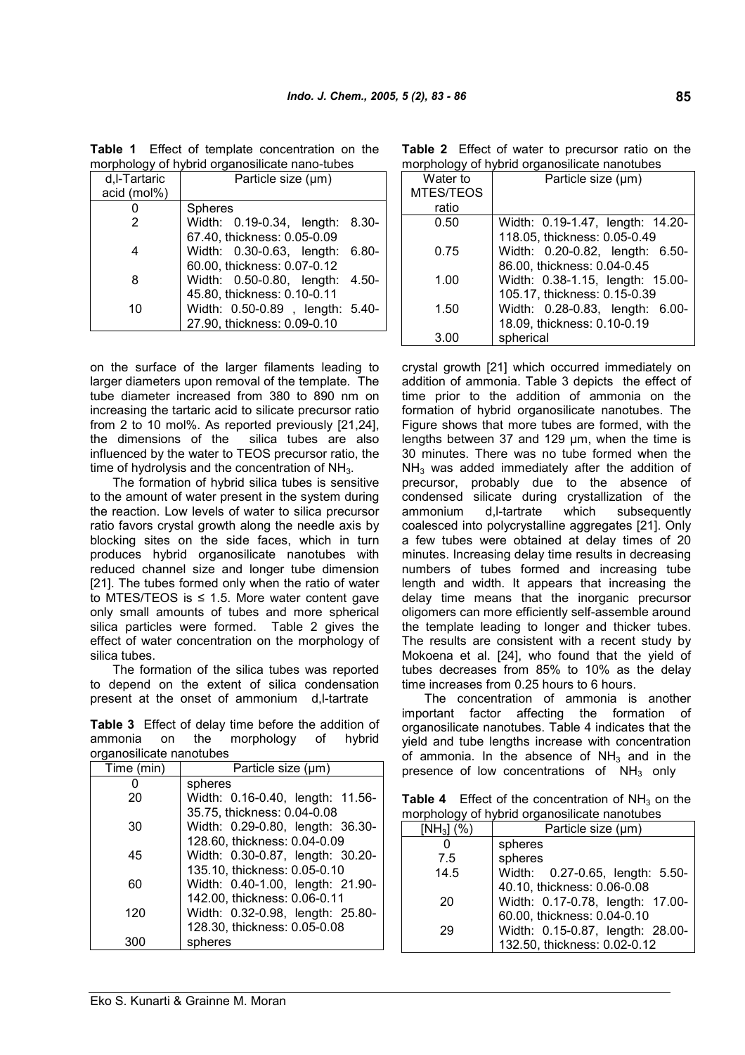**Table 1** Effect of template concentration on the morphology of hybrid organosilicate nano-tubes

| d,l-Tartaric acid (mol%) | Particle size (μm) |
|---|---|
| 0 | Spheres |
| 2 | Width: 0.19-0.34, length: 8.30-67.40, thickness: 0.05-0.09 |
| 4 | Width: 0.30-0.63, length: 6.80-60.00, thickness: 0.07-0.12 |
| 8 | Width: 0.50-0.80, length: 4.50-45.80, thickness: 0.10-0.11 |
| 10 | Width: 0.50-0.89 , length: 5.40-27.90, thickness: 0.09-0.10 |

on the surface of the larger filaments leading to larger diameters upon removal of the template. The tube diameter increased from 380 to 890 nm on increasing the tartaric acid to silicate precursor ratio from 2 to 10 mol%. As reported previously [21,24], the dimensions of the silica tubes are also influenced by the water to TEOS precursor ratio, the time of hydrolysis and the concentration of $NH_3$.

The formation of hybrid silica tubes is sensitive to the amount of water present in the system during the reaction. Low levels of water to silica precursor ratio favors crystal growth along the needle axis by blocking sites on the side faces, which in turn produces hybrid organosilicate nanotubes with reduced channel size and longer tube dimension [21]. The tubes formed only when the ratio of water to MTES/TEOS is ≤ 1.5. More water content gave only small amounts of tubes and more spherical silica particles were formed. Table 2 gives the effect of water concentration on the morphology of silica tubes.

The formation of the silica tubes was reported to depend on the extent of silica condensation present at the onset of ammonium d,l-tartrate

**Table 3** Effect of delay time before the addition of ammonia on the morphology of hybrid organosilicate nanotubes

| Time (min) | Particle size (μm) |
|---|---|
| 0 | spheres |
| 20 | Width: 0.16-0.40, length: 11.56-35.75, thickness: 0.04-0.08 |
| 30 | Width: 0.29-0.80, length: 36.30-128.60, thickness: 0.04-0.09 |
| 45 | Width: 0.30-0.87, length: 30.20-135.10, thickness: 0.05-0.10 |
| 60 | Width: 0.40-1.00, length: 21.90-142.00, thickness: 0.06-0.11 |
| 120 | Width: 0.32-0.98, length: 25.80-128.30, thickness: 0.05-0.08 |
| 300 | spheres |

**Table 2** Effect of water to precursor ratio on the morphology of hybrid organosilicate nanotubes

| Water to MTES/TEOS ratio | Particle size (μm) |
|---|---|
| 0.50 | Width: 0.19-1.47, length: 14.20-118.05, thickness: 0.05-0.49 |
| 0.75 | Width: 0.20-0.82, length: 6.50-86.00, thickness: 0.04-0.45 |
| 1.00 | Width: 0.38-1.15, length: 15.00-105.17, thickness: 0.15-0.39 |
| 1.50 | Width: 0.28-0.83, length: 6.00-18.09, thickness: 0.10-0.19 |
| 3.00 | spherical |

crystal growth [21] which occurred immediately on addition of ammonia. Table 3 depicts the effect of time prior to the addition of ammonia on the formation of hybrid organosilicate nanotubes. The Figure shows that more tubes are formed, with the lengths between 37 and 129 μm, when the time is 30 minutes. There was no tube formed when the $NH_3$ was added immediately after the addition of precursor, probably due to the absence of condensed silicate during crystallization of the ammonium d,l-tartrate which subsequently coalesced into polycrystalline aggregates [21]. Only a few tubes were obtained at delay times of 20 minutes. Increasing delay time results in decreasing numbers of tubes formed and increasing tube length and width. It appears that increasing the delay time means that the inorganic precursor oligomers can more efficiently self-assemble around the template leading to longer and thicker tubes. The results are consistent with a recent study by Mokoena et al. [24], who found that the yield of tubes decreases from 85% to 10% as the delay time increases from 0.25 hours to 6 hours.

The concentration of ammonia is another important factor affecting the formation of organosilicate nanotubes. Table 4 indicates that the yield and tube lengths increase with concentration of ammonia. In the absence of $NH_3$ and in the presence of low concentrations of $NH_3$ only

**Table 4** Effect of the concentration of $NH_3$ on the morphology of hybrid organosilicate nanotubes

| $[NH_3]$ (%) | Particle size (μm) |
|---|---|
| 0 | spheres |
| 7.5 | spheres |
| 14.5 | Width: 0.27-0.65, length: 5.50-40.10, thickness: 0.06-0.08 |
| 20 | Width: 0.17-0.78, length: 17.00-60.00, thickness: 0.04-0.10 |
| 29 | Width: 0.15-0.87, length: 28.00-132.50, thickness: 0.02-0.12 |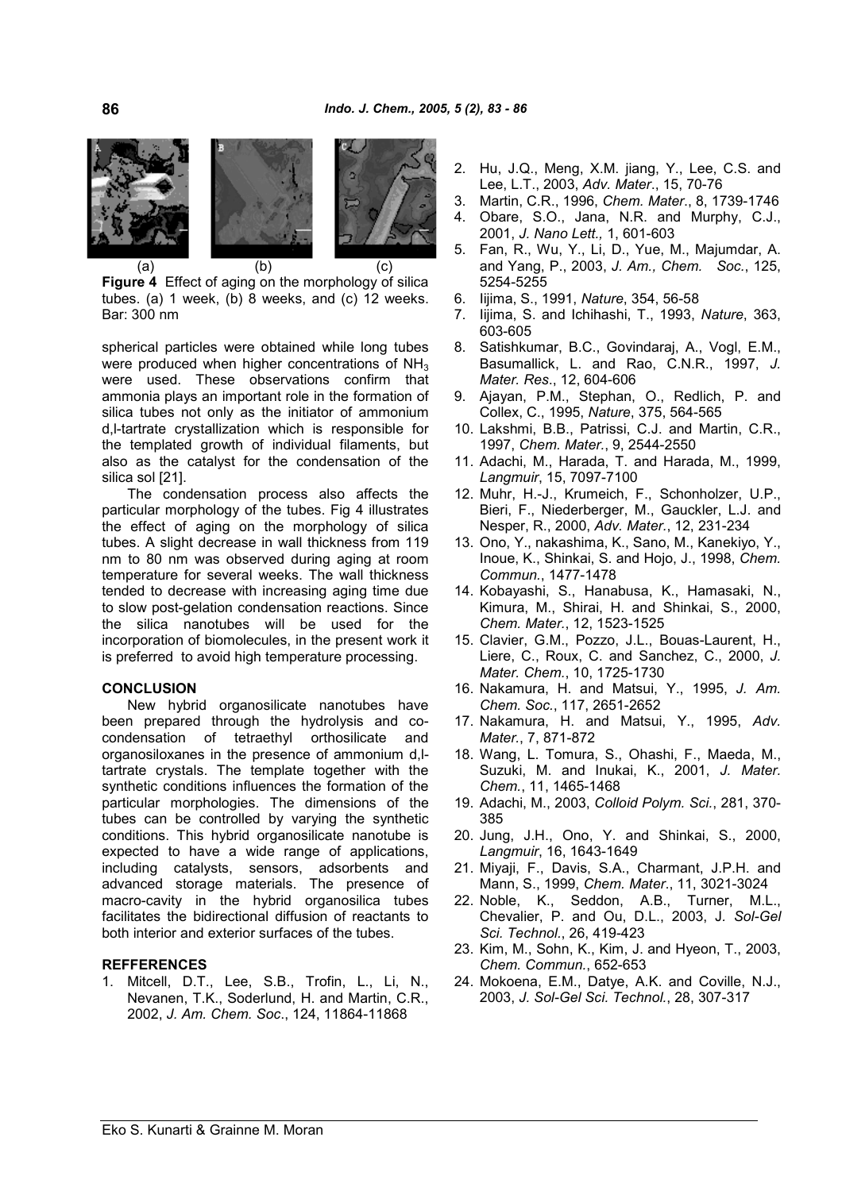(a) (b) (c)

**Figure 4** Effect of aging on the morphology of silica tubes. (a) 1 week, (b) 8 weeks, and (c) 12 weeks. Bar: 300 nm

spherical particles were obtained while long tubes were produced when higher concentrations of $NH_3$ were used. These observations confirm that ammonia plays an important role in the formation of silica tubes not only as the initiator of ammonium d,l-tartrate crystallization which is responsible for the templated growth of individual filaments, but also as the catalyst for the condensation of the silica sol [21].

The condensation process also affects the particular morphology of the tubes. Fig 4 illustrates the effect of aging on the morphology of silica tubes. A slight decrease in wall thickness from 119 nm to 80 nm was observed during aging at room temperature for several weeks. The wall thickness tended to decrease with increasing aging time due to slow post-gelation condensation reactions. Since the silica nanotubes will be used for the incorporation of biomolecules, in the present work it is preferred to avoid high temperature processing.

## CONCLUSION

New hybrid organosilicate nanotubes have been prepared through the hydrolysis and co-condensation of tetraethyl orthosilicate and organosiloxanes in the presence of ammonium d,l-tartrate crystals. The template together with the synthetic conditions influences the formation of the particular morphologies. The dimensions of the tubes can be controlled by varying the synthetic conditions. This hybrid organosilicate nanotube is expected to have a wide range of applications, including catalysts, sensors, adsorbents and advanced storage materials. The presence of macro-cavity in the hybrid organosilica tubes facilitates the bidirectional diffusion of reactants to both interior and exterior surfaces of the tubes.

## REFFERENCES

1. Mitcell, D.T., Lee, S.B., Trofin, L., Li, N., Nevanen, T.K., Soderlund, H. and Martin, C.R., 2002, *J. Am. Chem. Soc*., 124, 11864-11868
2. Hu, J.Q., Meng, X.M. jiang, Y., Lee, C.S. and Lee, L.T., 2003, *Adv. Mater*., 15, 70-76
3. Martin, C.R., 1996, *Chem. Mater*., 8, 1739-1746
4. Obare, S.O., Jana, N.R. and Murphy, C.J., 2001, *J. Nano Lett.,* 1, 601-603
5. Fan, R., Wu, Y., Li, D., Yue, M., Majumdar, A. and Yang, P., 2003, *J. Am., Chem. Soc.*, 125, 5254-5255
6. Iijima, S., 1991, *Nature*, 354, 56-58
7. Iijima, S. and Ichihashi, T., 1993, *Nature*, 363, 603-605
8. Satishkumar, B.C., Govindaraj, A., Vogl, E.M., Basumallick, L. and Rao, C.N.R., 1997, *J. Mater. Res*., 12, 604-606
9. Ajayan, P.M., Stephan, O., Redlich, P. and Collex, C., 1995, *Nature*, 375, 564-565
10. Lakshmi, B.B., Patrissi, C.J. and Martin, C.R., 1997, *Chem. Mater.*, 9, 2544-2550
11. Adachi, M., Harada, T. and Harada, M., 1999, *Langmuir*, 15, 7097-7100
12. Muhr, H.-J., Krumeich, F., Schonholzer, U.P., Bieri, F., Niederberger, M., Gauckler, L.J. and Nesper, R., 2000, *Adv. Mater.*, 12, 231-234
13. Ono, Y., nakashima, K., Sano, M., Kanekiyo, Y., Inoue, K., Shinkai, S. and Hojo, J., 1998, *Chem. Commun.*, 1477-1478
14. Kobayashi, S., Hanabusa, K., Hamasaki, N., Kimura, M., Shirai, H. and Shinkai, S., 2000, *Chem. Mater.*, 12, 1523-1525
15. Clavier, G.M., Pozzo, J.L., Bouas-Laurent, H., Liere, C., Roux, C. and Sanchez, C., 2000, *J. Mater. Chem.*, 10, 1725-1730
16. Nakamura, H. and Matsui, Y., 1995, *J. Am. Chem. Soc.*, 117, 2651-2652
17. Nakamura, H. and Matsui, Y., 1995, *Adv. Mater.*, 7, 871-872
18. Wang, L. Tomura, S., Ohashi, F., Maeda, M., Suzuki, M. and Inukai, K., 2001, *J. Mater. Chem.*, 11, 1465-1468
19. Adachi, M., 2003, *Colloid Polym. Sci.*, 281, 370-385
20. Jung, J.H., Ono, Y. and Shinkai, S., 2000, *Langmuir*, 16, 1643-1649
21. Miyaji, F., Davis, S.A., Charmant, J.P.H. and Mann, S., 1999, *Chem. Mater*., 11, 3021-3024
22. Noble, K., Seddon, A.B., Turner, M.L., Chevalier, P. and Ou, D.L., 2003, *J. Sol-Gel Sci. Technol.*, 26, 419-423
23. Kim, M., Sohn, K., Kim, J. and Hyeon, T., 2003, *Chem. Commun.*, 652-653
24. Mokoena, E.M., Datye, A.K. and Coville, N.J., 2003, *J. Sol-Gel Sci. Technol.*, 28, 307-317